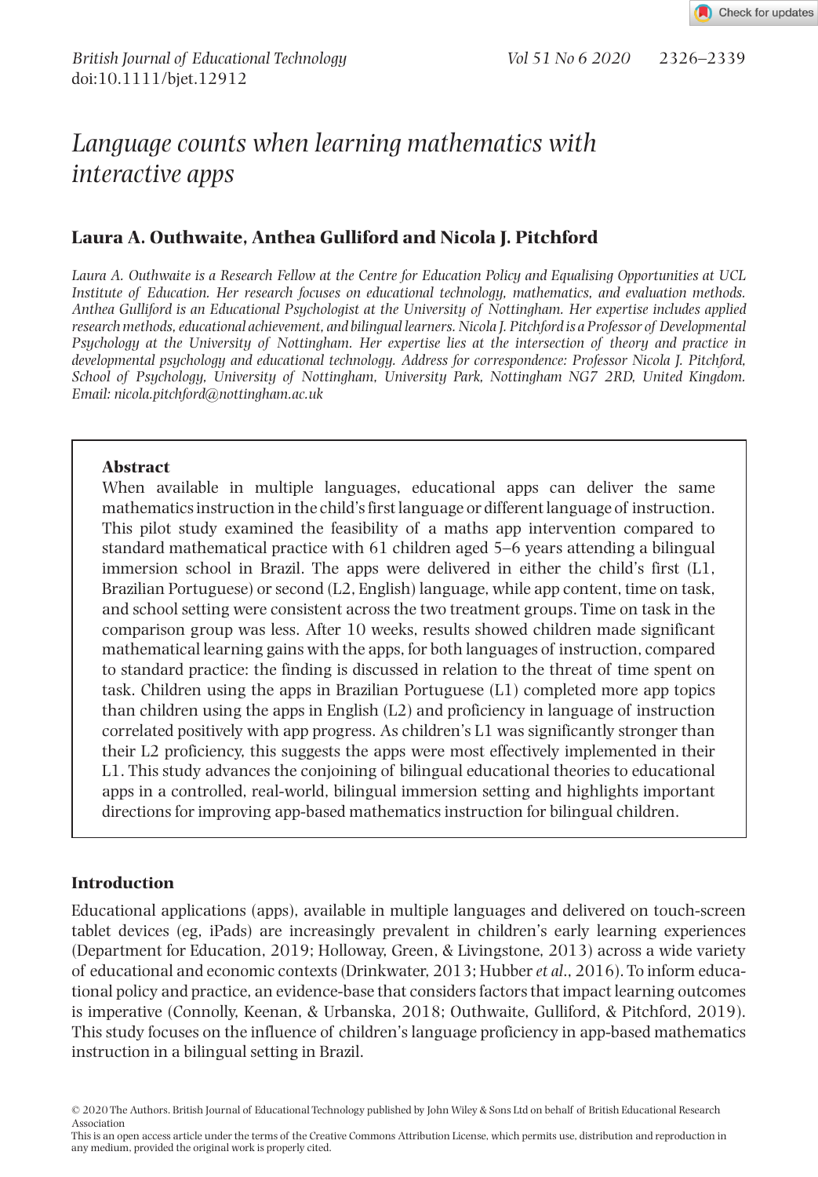# *Language counts when learning mathematics with interactive apps*

**Laura A. Outhwaite, Anthea Gulliford and Nicola J. Pitchford**

*Laura A. Outhwaite is a Research Fellow at the Centre for Education Policy and Equalising Opportunities at UCL Institute of Education. Her research focuses on educational technology, mathematics, and evaluation methods. Anthea Gulliford is an Educational Psychologist at the University of Nottingham. Her expertise includes applied research methods, educational achievement, and bilingual learners. Nicola J. Pitchford is a Professor of Developmental Psychology at the University of Nottingham. Her expertise lies at the intersection of theory and practice in developmental psychology and educational technology. Address for correspondence: Professor Nicola J. Pitchford, School of Psychology, University of Nottingham, University Park, Nottingham NG7 2RD, United Kingdom. Email: nicola.pitchford@nottingham.ac.uk*

**Abstract**

When available in multiple languages, educational apps can deliver the same mathematics instruction in the child's first language or different language of instruction. This pilot study examined the feasibility of a maths app intervention compared to standard mathematical practice with 61 children aged 5–6 years attending a bilingual immersion school in Brazil. The apps were delivered in either the child's first (L1, Brazilian Portuguese) or second (L2, English) language, while app content, time on task, and school setting were consistent across the two treatment groups. Time on task in the comparison group was less. After 10 weeks, results showed children made significant mathematical learning gains with the apps, for both languages of instruction, compared to standard practice: the finding is discussed in relation to the threat of time spent on task. Children using the apps in Brazilian Portuguese (L1) completed more app topics than children using the apps in English (L2) and proficiency in language of instruction correlated positively with app progress. As children's L1 was significantly stronger than their L2 proficiency, this suggests the apps were most effectively implemented in their L1. This study advances the conjoining of bilingual educational theories to educational apps in a controlled, real-world, bilingual immersion setting and highlights important directions for improving app-based mathematics instruction for bilingual children.

## Introduction

Educational applications (apps), available in multiple languages and delivered on touch-screen tablet devices (eg, iPads) are increasingly prevalent in children's early learning experiences (Department for Education, 2019; Holloway, Green, & Livingstone, 2013) across a wide variety of educational and economic contexts (Drinkwater, 2013; Hubber *et al*., 2016). To inform educational policy and practice, an evidence-base that considers factors that impact learning outcomes is imperative (Connolly, Keenan, & Urbanska, 2018; Outhwaite, Gulliford, & Pitchford, 2019). This study focuses on the influence of children's language proficiency in app-based mathematics instruction in a bilingual setting in Brazil.

© 2020 The Authors. British Journal of Educational Technology published by John Wiley & Sons Ltd on behalf of British Educational Research Association

This is an open access article under the terms of the Creative Commons Attribution License, which permits use, distribution and reproduction in any medium, provided the original work is properly cited.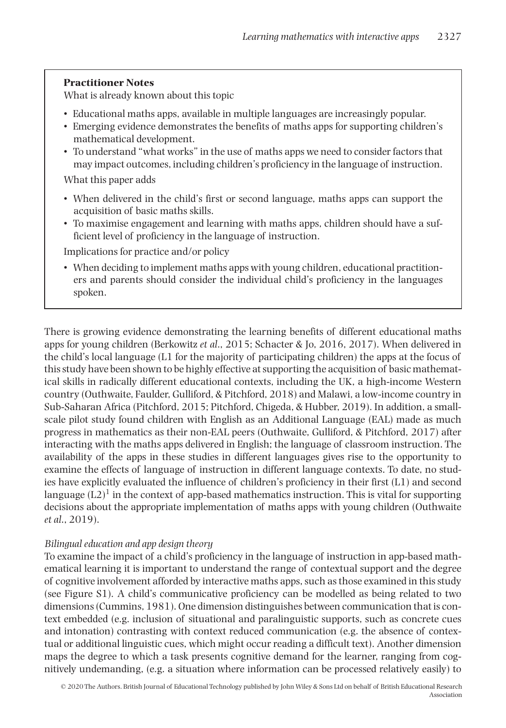**Practitioner Notes**

What is already known about this topic

- Educational maths apps, available in multiple languages are increasingly popular.
- Emerging evidence demonstrates the benefits of maths apps for supporting children's mathematical development.
- To understand "what works" in the use of maths apps we need to consider factors that may impact outcomes, including children's proficiency in the language of instruction.

What this paper adds

- When delivered in the child's first or second language, maths apps can support the acquisition of basic maths skills.
- To maximise engagement and learning with maths apps, children should have a sufficient level of proficiency in the language of instruction.

Implications for practice and/or policy

- When deciding to implement maths apps with young children, educational practitioners and parents should consider the individual child's proficiency in the languages spoken.

There is growing evidence demonstrating the learning benefits of different educational maths apps for young children (Berkowitz *et al*., 2015; Schacter & Jo, 2016, 2017). When delivered in the child's local language (L1 for the majority of participating children) the apps at the focus of this study have been shown to be highly effective at supporting the acquisition of basic mathematical skills in radically different educational contexts, including the UK, a high-income Western country (Outhwaite, Faulder, Gulliford, & Pitchford, 2018) and Malawi, a low-income country in Sub-Saharan Africa (Pitchford, 2015; Pitchford, Chigeda, & Hubber, 2019). In addition, a small-scale pilot study found children with English as an Additional Language (EAL) made as much progress in mathematics as their non-EAL peers (Outhwaite, Gulliford, & Pitchford, 2017) after interacting with the maths apps delivered in English; the language of classroom instruction. The availability of the apps in these studies in different languages gives rise to the opportunity to examine the effects of language of instruction in different language contexts. To date, no studies have explicitly evaluated the influence of children's proficiency in their first (L1) and second language (L2)[1] in the context of app-based mathematics instruction. This is vital for supporting decisions about the appropriate implementation of maths apps with young children (Outhwaite *et al*., 2019).

*Bilingual education and app design theory*

To examine the impact of a child's proficiency in the language of instruction in app-based mathematical learning it is important to understand the range of contextual support and the degree of cognitive involvement afforded by interactive maths apps, such as those examined in this study (see Figure S1). A child's communicative proficiency can be modelled as being related to two dimensions (Cummins, 1981). One dimension distinguishes between communication that is context embedded (e.g. inclusion of situational and paralinguistic supports, such as concrete cues and intonation) contrasting with context reduced communication (e.g. the absence of contextual or additional linguistic cues, which might occur reading a difficult text). Another dimension maps the degree to which a task presents cognitive demand for the learner, ranging from cognitively undemanding, (e.g. a situation where information can be processed relatively easily) to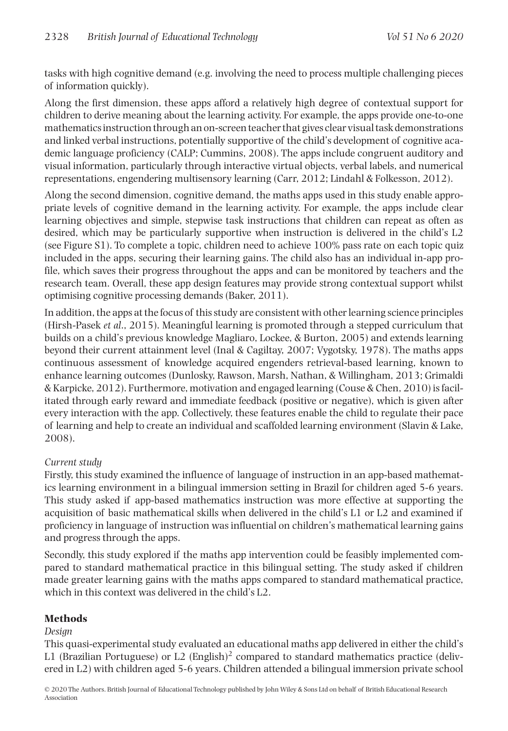tasks with high cognitive demand (e.g. involving the need to process multiple challenging pieces of information quickly).

Along the first dimension, these apps afford a relatively high degree of contextual support for children to derive meaning about the learning activity. For example, the apps provide one-to-one mathematics instruction through an on-screen teacher that gives clear visual task demonstrations and linked verbal instructions, potentially supportive of the child's development of cognitive academic language proficiency (CALP; Cummins, 2008). The apps include congruent auditory and visual information, particularly through interactive virtual objects, verbal labels, and numerical representations, engendering multisensory learning (Carr, 2012; Lindahl & Folkesson, 2012).

Along the second dimension, cognitive demand, the maths apps used in this study enable appropriate levels of cognitive demand in the learning activity. For example, the apps include clear learning objectives and simple, stepwise task instructions that children can repeat as often as desired, which may be particularly supportive when instruction is delivered in the child's L2 (see Figure S1). To complete a topic, children need to achieve 100% pass rate on each topic quiz included in the apps, securing their learning gains. The child also has an individual in-app profile, which saves their progress throughout the apps and can be monitored by teachers and the research team. Overall, these app design features may provide strong contextual support whilst optimising cognitive processing demands (Baker, 2011).

In addition, the apps at the focus of this study are consistent with other learning science principles (Hirsh-Pasek *et al*., 2015). Meaningful learning is promoted through a stepped curriculum that builds on a child's previous knowledge Magliaro, Lockee, & Burton, 2005) and extends learning beyond their current attainment level (Inal & Cagiltay, 2007; Vygotsky, 1978). The maths apps continuous assessment of knowledge acquired engenders retrieval-based learning, known to enhance learning outcomes (Dunlosky, Rawson, Marsh, Nathan, & Willingham, 2013; Grimaldi & Karpicke, 2012). Furthermore, motivation and engaged learning (Couse & Chen, 2010) is facilitated through early reward and immediate feedback (positive or negative), which is given after every interaction with the app. Collectively, these features enable the child to regulate their pace of learning and help to create an individual and scaffolded learning environment (Slavin & Lake, 2008).

*Current study*

Firstly, this study examined the influence of language of instruction in an app-based mathematics learning environment in a bilingual immersion setting in Brazil for children aged 5-6 years. This study asked if app-based mathematics instruction was more effective at supporting the acquisition of basic mathematical skills when delivered in the child's L1 or L2 and examined if proficiency in language of instruction was influential on children's mathematical learning gains and progress through the apps.

Secondly, this study explored if the maths app intervention could be feasibly implemented compared to standard mathematical practice in this bilingual setting. The study asked if children made greater learning gains with the maths apps compared to standard mathematical practice, which in this context was delivered in the child's L2.

## Methods

*Design*

This quasi-experimental study evaluated an educational maths app delivered in either the child's L1 (Brazilian Portuguese) or L2 (English)[2] compared to standard mathematics practice (delivered in L2) with children aged 5-6 years. Children attended a bilingual immersion private school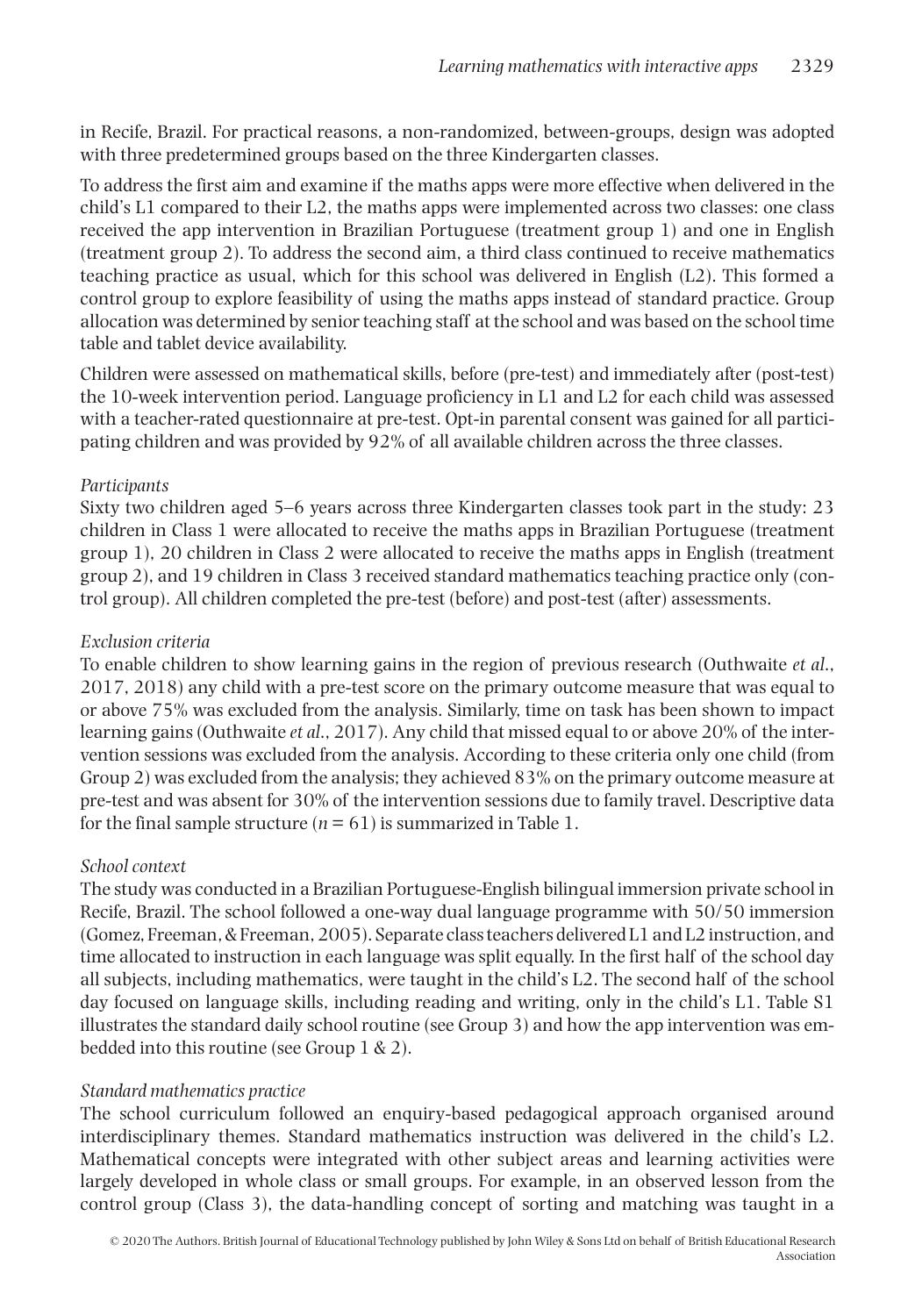in Recife, Brazil. For practical reasons, a non-randomized, between-groups, design was adopted with three predetermined groups based on the three Kindergarten classes.

To address the first aim and examine if the maths apps were more effective when delivered in the child's L1 compared to their L2, the maths apps were implemented across two classes: one class received the app intervention in Brazilian Portuguese (treatment group 1) and one in English (treatment group 2). To address the second aim, a third class continued to receive mathematics teaching practice as usual, which for this school was delivered in English (L2). This formed a control group to explore feasibility of using the maths apps instead of standard practice. Group allocation was determined by senior teaching staff at the school and was based on the school time table and tablet device availability.

Children were assessed on mathematical skills, before (pre-test) and immediately after (post-test) the 10-week intervention period. Language proficiency in L1 and L2 for each child was assessed with a teacher-rated questionnaire at pre-test. Opt-in parental consent was gained for all participating children and was provided by 92% of all available children across the three classes.

*Participants*

Sixty two children aged 5–6 years across three Kindergarten classes took part in the study: 23 children in Class 1 were allocated to receive the maths apps in Brazilian Portuguese (treatment group 1), 20 children in Class 2 were allocated to receive the maths apps in English (treatment group 2), and 19 children in Class 3 received standard mathematics teaching practice only (control group). All children completed the pre-test (before) and post-test (after) assessments.

*Exclusion criteria*

To enable children to show learning gains in the region of previous research (Outhwaite *et al.*, 2017, 2018) any child with a pre-test score on the primary outcome measure that was equal to or above 75% was excluded from the analysis. Similarly, time on task has been shown to impact learning gains (Outhwaite *et al.*, 2017). Any child that missed equal to or above 20% of the intervention sessions was excluded from the analysis. According to these criteria only one child (from Group 2) was excluded from the analysis; they achieved 83% on the primary outcome measure at pre-test and was absent for 30% of the intervention sessions due to family travel. Descriptive data for the final sample structure ($n = 61$) is summarized in Table 1.

*School context*

The study was conducted in a Brazilian Portuguese-English bilingual immersion private school in Recife, Brazil. The school followed a one-way dual language programme with 50/50 immersion (Gomez, Freeman, & Freeman, 2005). Separate class teachers delivered L1 and L2 instruction, and time allocated to instruction in each language was split equally. In the first half of the school day all subjects, including mathematics, were taught in the child's L2. The second half of the school day focused on language skills, including reading and writing, only in the child's L1. Table S1 illustrates the standard daily school routine (see Group 3) and how the app intervention was embedded into this routine (see Group 1 & 2).

*Standard mathematics practice*

The school curriculum followed an enquiry-based pedagogical approach organised around interdisciplinary themes. Standard mathematics instruction was delivered in the child's L2. Mathematical concepts were integrated with other subject areas and learning activities were largely developed in whole class or small groups. For example, in an observed lesson from the control group (Class 3), the data-handling concept of sorting and matching was taught in a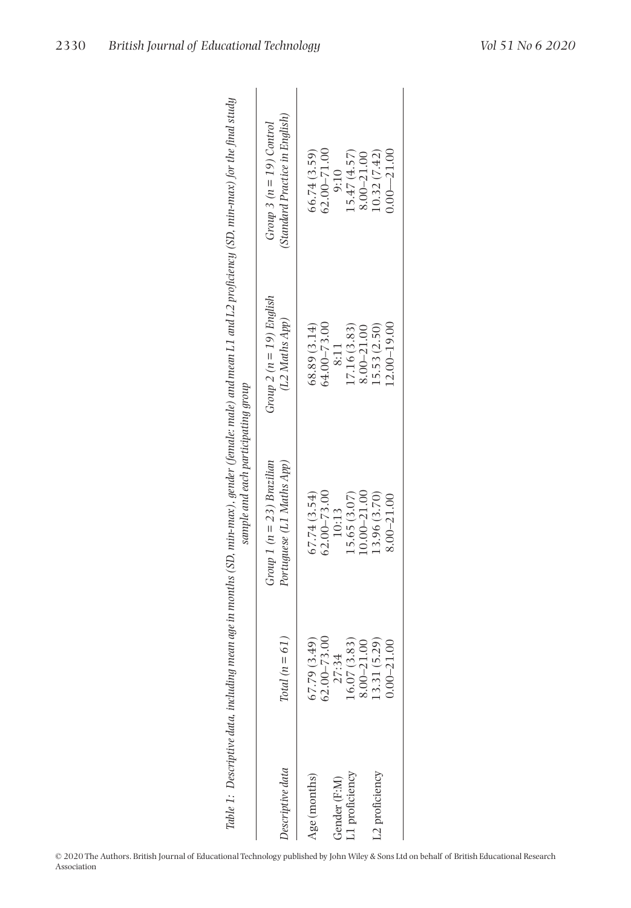Table 1: Descriptive data, including mean age in months (SD, min-max), gender (female: male) and mean L1 and L2 proficiency (SD, min-max) for the final study sample and each participating group

| Descriptive data | Total ($n = 61$) | Group 1 ($n = 23$) Brazilian Portuguese (L1 Maths App) | Group 2 ($n = 19$) English (L2 Maths App) | Group 3 ($n = 19$) Control (Standard Practice in English) |
|---|---|---|---|---|
| Age (months) | 67.79 (3.49) | 67.74 (3.54) | 68.89 (3.14) | 66.74 (3.59) |
| | 62.00–73.00 | 62.00–73.00 | 64.00–73.00 | 62.00–71.00 |
| Gender (F:M) | 27:34 | 10:13 | 8:11 | 9:10 |
| L1 proficiency | 16.07 (3.83) | 15.65 (3.07) | 17.16 (3.83) | 15.47 (4.57) |
| | 8.00–21.00 | 10.00–21.00 | 8.00–21.00 | 8.00–21.00 |
| L2 proficiency | 13.31 (5.29) | 13.96 (3.70) | 15.53 (2.50) | 10.32 (7.42) |
| | 0.00–21.00 | 8.00–21.00 | 12.00–19.00 | 0.00—21.00 |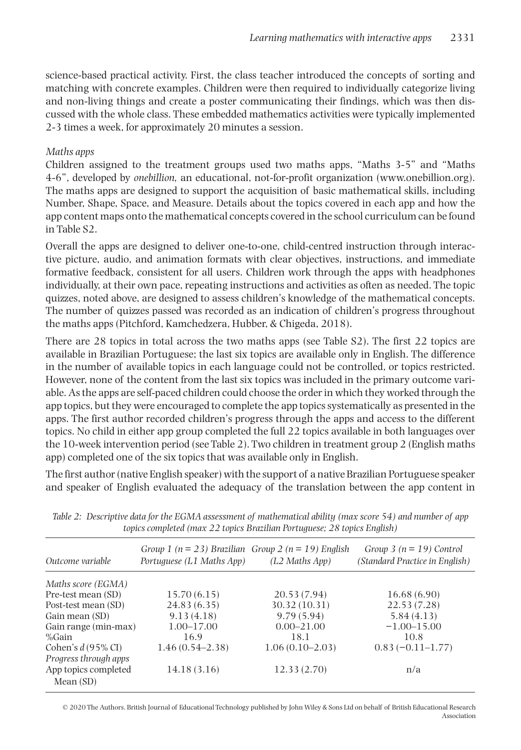science-based practical activity. First, the class teacher introduced the concepts of sorting and matching with concrete examples. Children were then required to individually categorize living and non-living things and create a poster communicating their findings, which was then discussed with the whole class. These embedded mathematics activities were typically implemented 2-3 times a week, for approximately 20 minutes a session.

*Maths apps*

Children assigned to the treatment groups used two maths apps, "Maths 3-5" and "Maths 4-6", developed by *onebillion,* an educational, not-for-profit organization (www.onebillion.org). The maths apps are designed to support the acquisition of basic mathematical skills, including Number, Shape, Space, and Measure. Details about the topics covered in each app and how the app content maps onto the mathematical concepts covered in the school curriculum can be found in Table S2.

Overall the apps are designed to deliver one-to-one, child-centred instruction through interactive picture, audio, and animation formats with clear objectives, instructions, and immediate formative feedback, consistent for all users. Children work through the apps with headphones individually, at their own pace, repeating instructions and activities as often as needed. The topic quizzes, noted above, are designed to assess children's knowledge of the mathematical concepts. The number of quizzes passed was recorded as an indication of children's progress throughout the maths apps (Pitchford, Kamchedzera, Hubber, & Chigeda, 2018).

There are 28 topics in total across the two maths apps (see Table S2). The first 22 topics are available in Brazilian Portuguese; the last six topics are available only in English. The difference in the number of available topics in each language could not be controlled, or topics restricted. However, none of the content from the last six topics was included in the primary outcome variable. As the apps are self-paced children could choose the order in which they worked through the app topics, but they were encouraged to complete the app topics systematically as presented in the apps. The first author recorded children's progress through the apps and access to the different topics. No child in either app group completed the full 22 topics available in both languages over the 10-week intervention period (see Table 2). Two children in treatment group 2 (English maths app) completed one of the six topics that was available only in English.

The first author (native English speaker) with the support of a native Brazilian Portuguese speaker and speaker of English evaluated the adequacy of the translation between the app content in

*Table 2: Descriptive data for the EGMA assessment of mathematical ability (max score 54) and number of app topics completed (max 22 topics Brazilian Portuguese; 28 topics English)*

| Outcome variable | Group 1 ($n = 23$) Brazilian Portuguese (L1 Maths App) | Group 2 ($n = 19$) English (L2 Maths App) | Group 3 ($n = 19$) Control (Standard Practice in English) |
|---|---|---|---|
| *Maths score (EGMA)* | | | |
| Pre-test mean (SD) | 15.70 (6.15) | 20.53 (7.94) | 16.68 (6.90) |
| Post-test mean (SD) | 24.83 (6.35) | 30.32 (10.31) | 22.53 (7.28) |
| Gain mean (SD) | 9.13 (4.18) | 9.79 (5.94) | 5.84 (4.13) |
| Gain range (min-max) | 1.00–17.00 | 0.00–21.00 | −1.00–15.00 |
| %Gain | 16.9 | 18.1 | 10.8 |
| Cohen's $d$ (95% CI) | 1.46 (0.54–2.38) | 1.06 (0.10–2.03) | 0.83 (−0.11–1.77) |
| *Progress through apps* | | | |
| App topics completed Mean (SD) | 14.18 (3.16) | 12.33 (2.70) | n/a |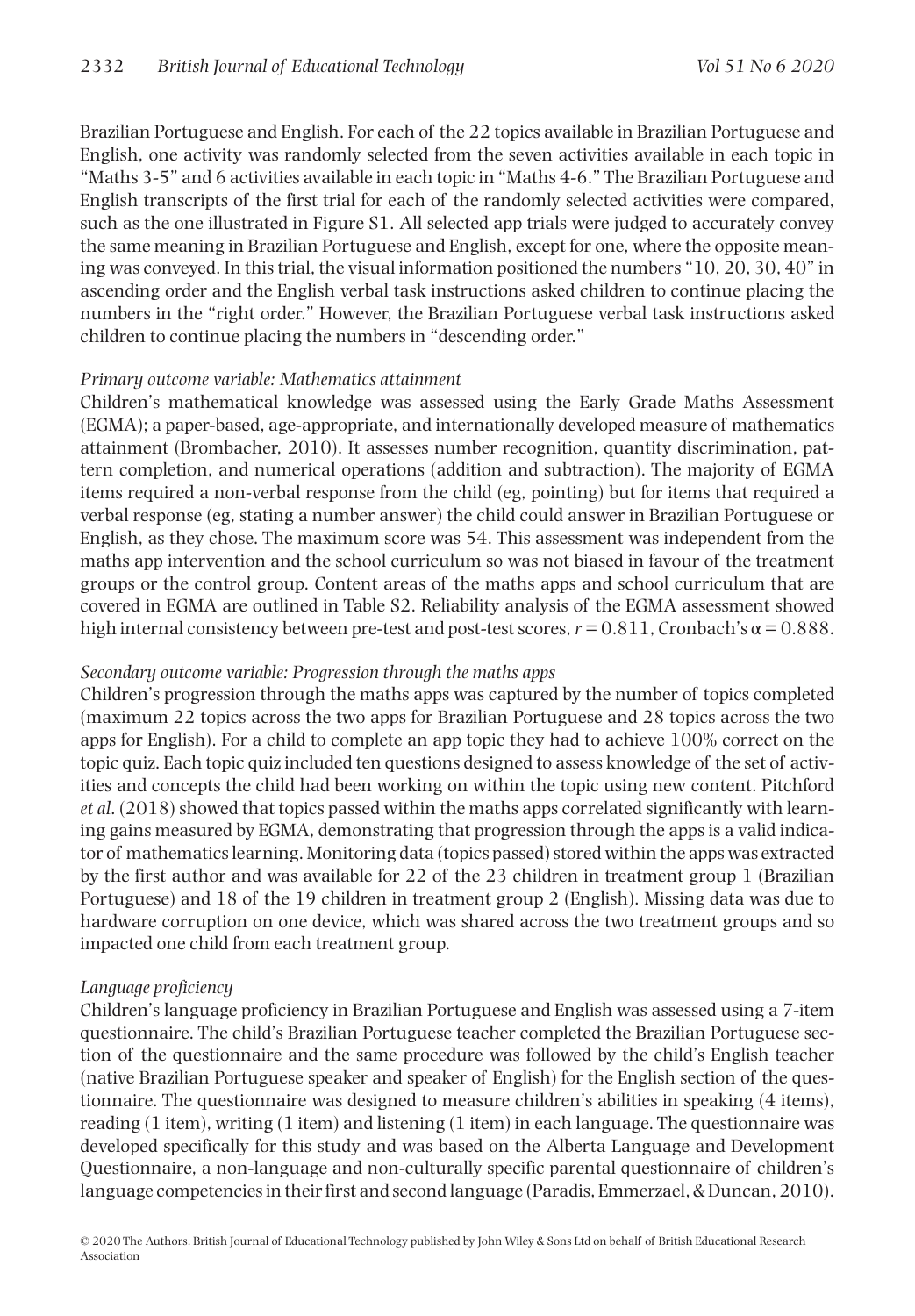Brazilian Portuguese and English. For each of the 22 topics available in Brazilian Portuguese and English, one activity was randomly selected from the seven activities available in each topic in "Maths 3-5" and 6 activities available in each topic in "Maths 4-6." The Brazilian Portuguese and English transcripts of the first trial for each of the randomly selected activities were compared, such as the one illustrated in Figure S1. All selected app trials were judged to accurately convey the same meaning in Brazilian Portuguese and English, except for one, where the opposite meaning was conveyed. In this trial, the visual information positioned the numbers "10, 20, 30, 40" in ascending order and the English verbal task instructions asked children to continue placing the numbers in the "right order." However, the Brazilian Portuguese verbal task instructions asked children to continue placing the numbers in "descending order."

*Primary outcome variable: Mathematics attainment*

Children's mathematical knowledge was assessed using the Early Grade Maths Assessment (EGMA); a paper-based, age-appropriate, and internationally developed measure of mathematics attainment (Brombacher, 2010). It assesses number recognition, quantity discrimination, pattern completion, and numerical operations (addition and subtraction). The majority of EGMA items required a non-verbal response from the child (eg, pointing) but for items that required a verbal response (eg, stating a number answer) the child could answer in Brazilian Portuguese or English, as they chose. The maximum score was 54. This assessment was independent from the maths app intervention and the school curriculum so was not biased in favour of the treatment groups or the control group. Content areas of the maths apps and school curriculum that are covered in EGMA are outlined in Table S2. Reliability analysis of the EGMA assessment showed high internal consistency between pre-test and post-test scores, $r = 0.811$, Cronbach's $\alpha = 0.888$.

*Secondary outcome variable: Progression through the maths apps*

Children's progression through the maths apps was captured by the number of topics completed (maximum 22 topics across the two apps for Brazilian Portuguese and 28 topics across the two apps for English). For a child to complete an app topic they had to achieve 100% correct on the topic quiz. Each topic quiz included ten questions designed to assess knowledge of the set of activities and concepts the child had been working on within the topic using new content. Pitchford *et al*. (2018) showed that topics passed within the maths apps correlated significantly with learning gains measured by EGMA, demonstrating that progression through the apps is a valid indicator of mathematics learning. Monitoring data (topics passed) stored within the apps was extracted by the first author and was available for 22 of the 23 children in treatment group 1 (Brazilian Portuguese) and 18 of the 19 children in treatment group 2 (English). Missing data was due to hardware corruption on one device, which was shared across the two treatment groups and so impacted one child from each treatment group.

*Language proficiency*

Children's language proficiency in Brazilian Portuguese and English was assessed using a 7-item questionnaire. The child's Brazilian Portuguese teacher completed the Brazilian Portuguese section of the questionnaire and the same procedure was followed by the child's English teacher (native Brazilian Portuguese speaker and speaker of English) for the English section of the questionnaire. The questionnaire was designed to measure children's abilities in speaking (4 items), reading (1 item), writing (1 item) and listening (1 item) in each language. The questionnaire was developed specifically for this study and was based on the Alberta Language and Development Questionnaire, a non-language and non-culturally specific parental questionnaire of children's language competencies in their first and second language (Paradis, Emmerzael, & Duncan, 2010).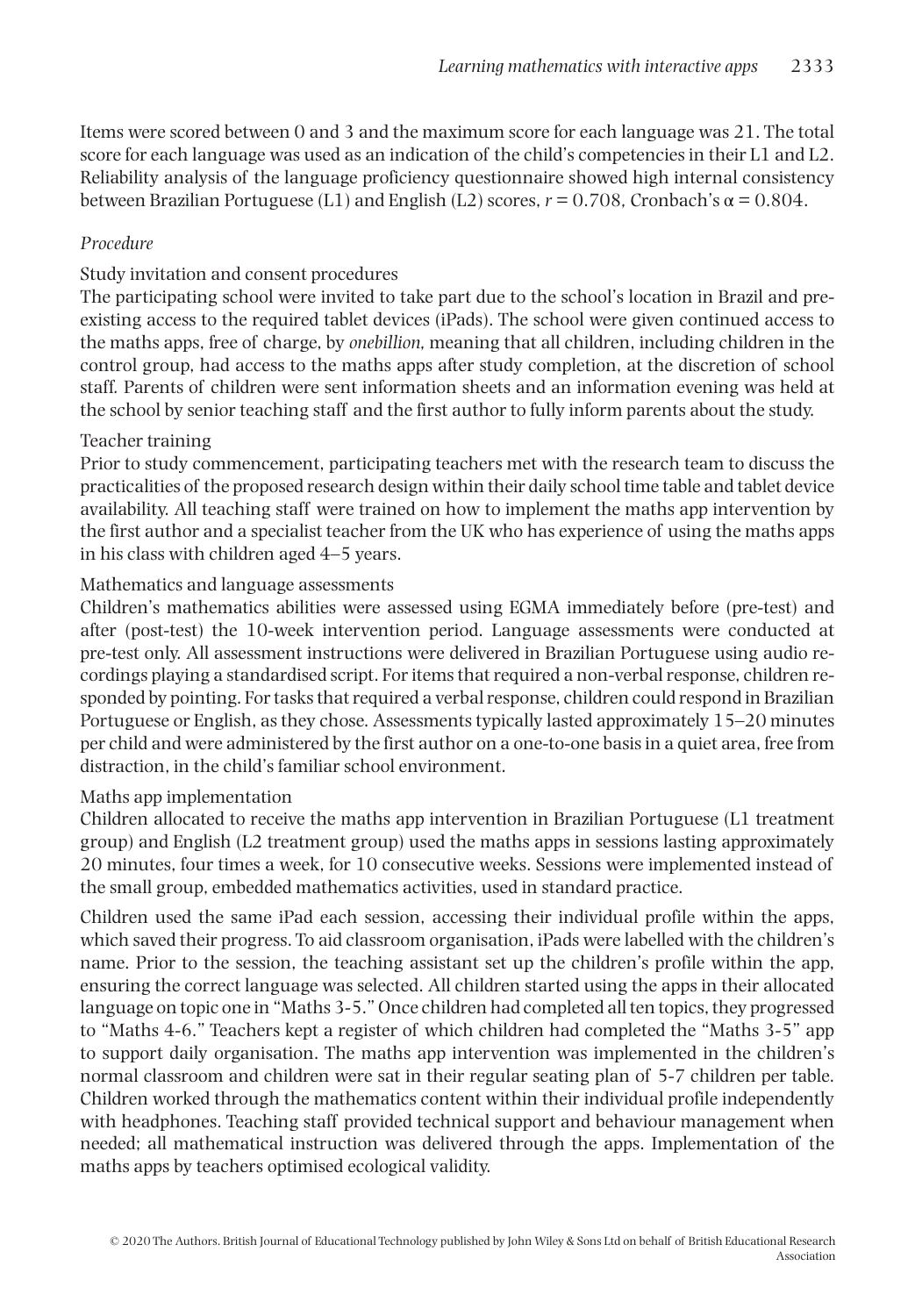Items were scored between 0 and 3 and the maximum score for each language was 21. The total score for each language was used as an indication of the child's competencies in their L1 and L2. Reliability analysis of the language proficiency questionnaire showed high internal consistency between Brazilian Portuguese (L1) and English (L2) scores, $r = 0.708$, Cronbach's $\alpha = 0.804$.

### *Procedure*

#### Study invitation and consent procedures

The participating school were invited to take part due to the school's location in Brazil and pre-existing access to the required tablet devices (iPads). The school were given continued access to the maths apps, free of charge, by *onebillion,* meaning that all children, including children in the control group, had access to the maths apps after study completion, at the discretion of school staff. Parents of children were sent information sheets and an information evening was held at the school by senior teaching staff and the first author to fully inform parents about the study.

#### Teacher training

Prior to study commencement, participating teachers met with the research team to discuss the practicalities of the proposed research design within their daily school time table and tablet device availability. All teaching staff were trained on how to implement the maths app intervention by the first author and a specialist teacher from the UK who has experience of using the maths apps in his class with children aged 4–5 years.

#### Mathematics and language assessments

Children's mathematics abilities were assessed using EGMA immediately before (pre-test) and after (post-test) the 10-week intervention period. Language assessments were conducted at pre-test only. All assessment instructions were delivered in Brazilian Portuguese using audio recordings playing a standardised script. For items that required a non-verbal response, children responded by pointing. For tasks that required a verbal response, children could respond in Brazilian Portuguese or English, as they chose. Assessments typically lasted approximately 15–20 minutes per child and were administered by the first author on a one-to-one basis in a quiet area, free from distraction, in the child's familiar school environment.

#### Maths app implementation

Children allocated to receive the maths app intervention in Brazilian Portuguese (L1 treatment group) and English (L2 treatment group) used the maths apps in sessions lasting approximately 20 minutes, four times a week, for 10 consecutive weeks. Sessions were implemented instead of the small group, embedded mathematics activities, used in standard practice.

Children used the same iPad each session, accessing their individual profile within the apps, which saved their progress. To aid classroom organisation, iPads were labelled with the children's name. Prior to the session, the teaching assistant set up the children's profile within the app, ensuring the correct language was selected. All children started using the apps in their allocated language on topic one in "Maths 3-5." Once children had completed all ten topics, they progressed to "Maths 4-6." Teachers kept a register of which children had completed the "Maths 3-5" app to support daily organisation. The maths app intervention was implemented in the children's normal classroom and children were sat in their regular seating plan of 5-7 children per table. Children worked through the mathematics content within their individual profile independently with headphones. Teaching staff provided technical support and behaviour management when needed; all mathematical instruction was delivered through the apps. Implementation of the maths apps by teachers optimised ecological validity.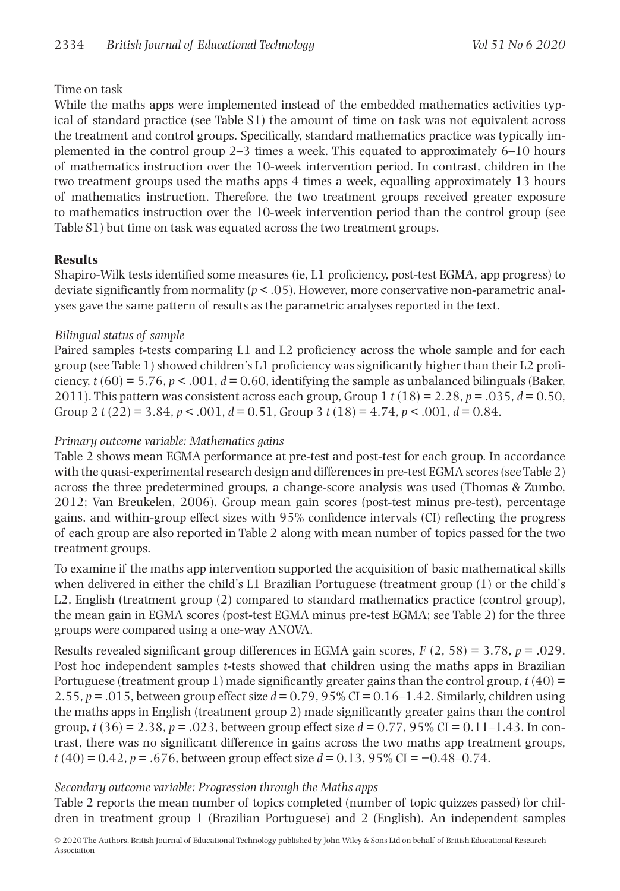Time on task

While the maths apps were implemented instead of the embedded mathematics activities typical of standard practice (see Table S1) the amount of time on task was not equivalent across the treatment and control groups. Specifically, standard mathematics practice was typically implemented in the control group 2–3 times a week. This equated to approximately 6–10 hours of mathematics instruction over the 10-week intervention period. In contrast, children in the two treatment groups used the maths apps 4 times a week, equalling approximately 13 hours of mathematics instruction. Therefore, the two treatment groups received greater exposure to mathematics instruction over the 10-week intervention period than the control group (see Table S1) but time on task was equated across the two treatment groups.

## Results

Shapiro-Wilk tests identified some measures (ie, L1 proficiency, post-test EGMA, app progress) to deviate significantly from normality ($p < .05$). However, more conservative non-parametric analyses gave the same pattern of results as the parametric analyses reported in the text.

### *Bilingual status of sample*

Paired samples *t*-tests comparing L1 and L2 proficiency across the whole sample and for each group (see Table 1) showed children's L1 proficiency was significantly higher than their L2 proficiency, $t\ (60) = 5.76$, $p < .001$, $d = 0.60$, identifying the sample as unbalanced bilinguals (Baker, 2011). This pattern was consistent across each group, Group 1 $t\ (18) = 2.28$, $p = .035$, $d = 0.50$, Group 2 $t\ (22) = 3.84$, $p < .001$, $d = 0.51$, Group 3 $t\ (18) = 4.74$, $p < .001$, $d = 0.84$.

### *Primary outcome variable: Mathematics gains*

Table 2 shows mean EGMA performance at pre-test and post-test for each group. In accordance with the quasi-experimental research design and differences in pre-test EGMA scores (see Table 2) across the three predetermined groups, a change-score analysis was used (Thomas & Zumbo, 2012; Van Breukelen, 2006). Group mean gain scores (post-test minus pre-test), percentage gains, and within-group effect sizes with 95% confidence intervals (CI) reflecting the progress of each group are also reported in Table 2 along with mean number of topics passed for the two treatment groups.

To examine if the maths app intervention supported the acquisition of basic mathematical skills when delivered in either the child's L1 Brazilian Portuguese (treatment group (1) or the child's L2, English (treatment group (2) compared to standard mathematics practice (control group), the mean gain in EGMA scores (post-test EGMA minus pre-test EGMA; see Table 2) for the three groups were compared using a one-way ANOVA.

Results revealed significant group differences in EGMA gain scores, $F\ (2,\ 58) = 3.78$, $p = .029$. Post hoc independent samples *t*-tests showed that children using the maths apps in Brazilian Portuguese (treatment group 1) made significantly greater gains than the control group, $t\ (40) = 2.55$, $p = .015$, between group effect size $d = 0.79$, 95% CI = 0.16–1.42. Similarly, children using the maths apps in English (treatment group 2) made significantly greater gains than the control group, $t\ (36) = 2.38$, $p = .023$, between group effect size $d = 0.77$, 95% CI = 0.11–1.43. In contrast, there was no significant difference in gains across the two maths app treatment groups, $t\ (40) = 0.42$, $p = .676$, between group effect size $d = 0.13$, 95% CI = −0.48–0.74.

### *Secondary outcome variable: Progression through the Maths apps*

Table 2 reports the mean number of topics completed (number of topic quizzes passed) for children in treatment group 1 (Brazilian Portuguese) and 2 (English). An independent samples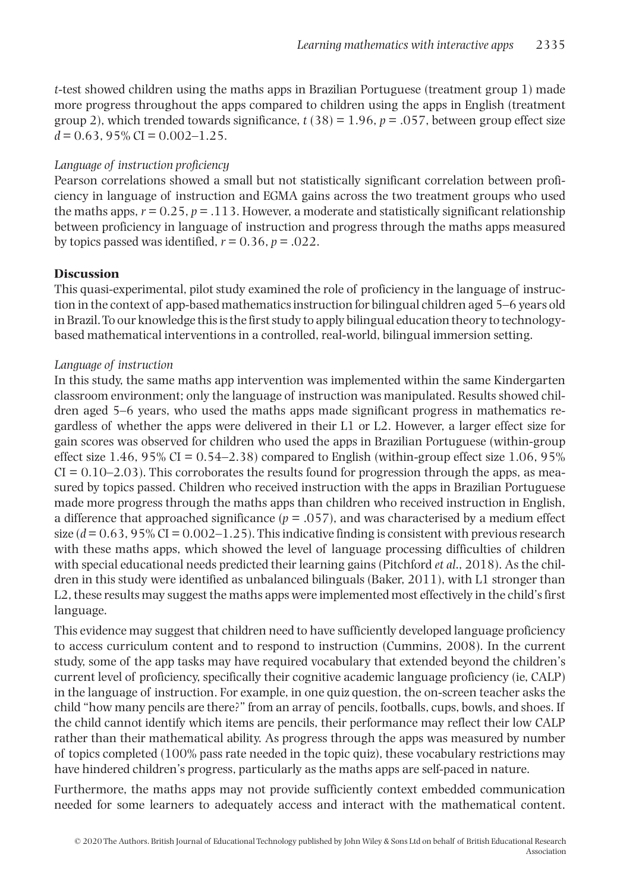$t$-test showed children using the maths apps in Brazilian Portuguese (treatment group 1) made more progress throughout the apps compared to children using the apps in English (treatment group 2), which trended towards significance, $t\ (38) = 1.96$, $p = .057$, between group effect size $d = 0.63$, 95% CI = 0.002–1.25.

*Language of instruction proficiency*

Pearson correlations showed a small but not statistically significant correlation between proficiency in language of instruction and EGMA gains across the two treatment groups who used the maths apps, $r = 0.25$, $p = .113$. However, a moderate and statistically significant relationship between proficiency in language of instruction and progress through the maths apps measured by topics passed was identified, $r = 0.36$, $p = .022$.

## Discussion

This quasi-experimental, pilot study examined the role of proficiency in the language of instruction in the context of app-based mathematics instruction for bilingual children aged 5–6 years old in Brazil. To our knowledge this is the first study to apply bilingual education theory to technology-based mathematical interventions in a controlled, real-world, bilingual immersion setting.

*Language of instruction*

In this study, the same maths app intervention was implemented within the same Kindergarten classroom environment; only the language of instruction was manipulated. Results showed children aged 5–6 years, who used the maths apps made significant progress in mathematics regardless of whether the apps were delivered in their L1 or L2. However, a larger effect size for gain scores was observed for children who used the apps in Brazilian Portuguese (within-group effect size 1.46, 95% CI = 0.54–2.38) compared to English (within-group effect size 1.06, 95% CI = 0.10–2.03). This corroborates the results found for progression through the apps, as measured by topics passed. Children who received instruction with the apps in Brazilian Portuguese made more progress through the maths apps than children who received instruction in English, a difference that approached significance ($p = .057$), and was characterised by a medium effect size ($d = 0.63$, 95% CI = 0.002–1.25). This indicative finding is consistent with previous research with these maths apps, which showed the level of language processing difficulties of children with special educational needs predicted their learning gains (Pitchford *et al*., 2018). As the children in this study were identified as unbalanced bilinguals (Baker, 2011), with L1 stronger than L2, these results may suggest the maths apps were implemented most effectively in the child's first language.

This evidence may suggest that children need to have sufficiently developed language proficiency to access curriculum content and to respond to instruction (Cummins, 2008). In the current study, some of the app tasks may have required vocabulary that extended beyond the children's current level of proficiency, specifically their cognitive academic language proficiency (ie, CALP) in the language of instruction. For example, in one quiz question, the on-screen teacher asks the child "how many pencils are there?" from an array of pencils, footballs, cups, bowls, and shoes. If the child cannot identify which items are pencils, their performance may reflect their low CALP rather than their mathematical ability. As progress through the apps was measured by number of topics completed (100% pass rate needed in the topic quiz), these vocabulary restrictions may have hindered children's progress, particularly as the maths apps are self-paced in nature.

Furthermore, the maths apps may not provide sufficiently context embedded communication needed for some learners to adequately access and interact with the mathematical content.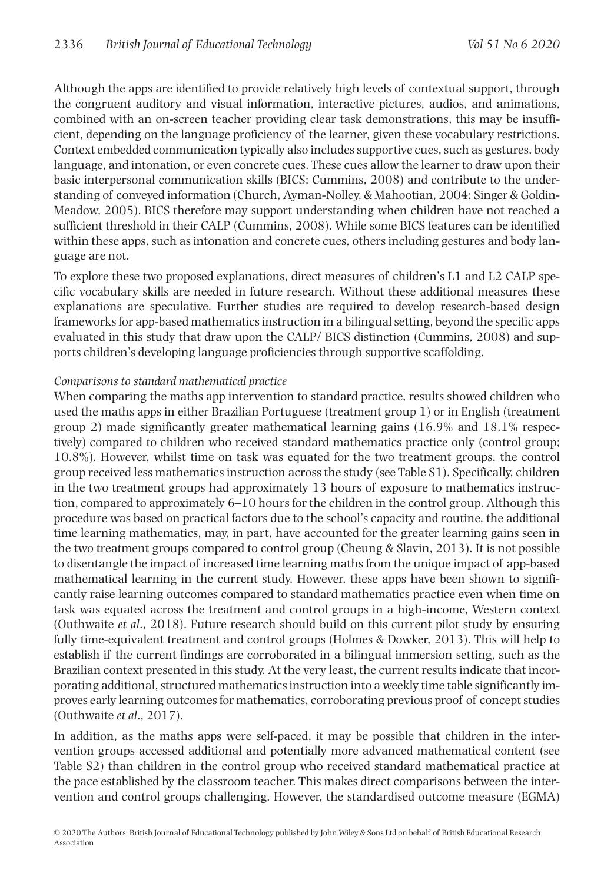Although the apps are identified to provide relatively high levels of contextual support, through the congruent auditory and visual information, interactive pictures, audios, and animations, combined with an on-screen teacher providing clear task demonstrations, this may be insufficient, depending on the language proficiency of the learner, given these vocabulary restrictions. Context embedded communication typically also includes supportive cues, such as gestures, body language, and intonation, or even concrete cues. These cues allow the learner to draw upon their basic interpersonal communication skills (BICS; Cummins, 2008) and contribute to the understanding of conveyed information (Church, Ayman-Nolley, & Mahootian, 2004; Singer & Goldin-Meadow, 2005). BICS therefore may support understanding when children have not reached a sufficient threshold in their CALP (Cummins, 2008). While some BICS features can be identified within these apps, such as intonation and concrete cues, others including gestures and body language are not.

To explore these two proposed explanations, direct measures of children's L1 and L2 CALP specific vocabulary skills are needed in future research. Without these additional measures these explanations are speculative. Further studies are required to develop research-based design frameworks for app-based mathematics instruction in a bilingual setting, beyond the specific apps evaluated in this study that draw upon the CALP/ BICS distinction (Cummins, 2008) and supports children's developing language proficiencies through supportive scaffolding.

*Comparisons to standard mathematical practice*

When comparing the maths app intervention to standard practice, results showed children who used the maths apps in either Brazilian Portuguese (treatment group 1) or in English (treatment group 2) made significantly greater mathematical learning gains (16.9% and 18.1% respectively) compared to children who received standard mathematics practice only (control group; 10.8%). However, whilst time on task was equated for the two treatment groups, the control group received less mathematics instruction across the study (see Table S1). Specifically, children in the two treatment groups had approximately 13 hours of exposure to mathematics instruction, compared to approximately 6–10 hours for the children in the control group. Although this procedure was based on practical factors due to the school's capacity and routine, the additional time learning mathematics, may, in part, have accounted for the greater learning gains seen in the two treatment groups compared to control group (Cheung & Slavin, 2013). It is not possible to disentangle the impact of increased time learning maths from the unique impact of app-based mathematical learning in the current study. However, these apps have been shown to significantly raise learning outcomes compared to standard mathematics practice even when time on task was equated across the treatment and control groups in a high-income, Western context (Outhwaite *et al*., 2018). Future research should build on this current pilot study by ensuring fully time-equivalent treatment and control groups (Holmes & Dowker, 2013). This will help to establish if the current findings are corroborated in a bilingual immersion setting, such as the Brazilian context presented in this study. At the very least, the current results indicate that incorporating additional, structured mathematics instruction into a weekly time table significantly improves early learning outcomes for mathematics, corroborating previous proof of concept studies (Outhwaite *et al*., 2017).

In addition, as the maths apps were self-paced, it may be possible that children in the intervention groups accessed additional and potentially more advanced mathematical content (see Table S2) than children in the control group who received standard mathematical practice at the pace established by the classroom teacher. This makes direct comparisons between the intervention and control groups challenging. However, the standardised outcome measure (EGMA)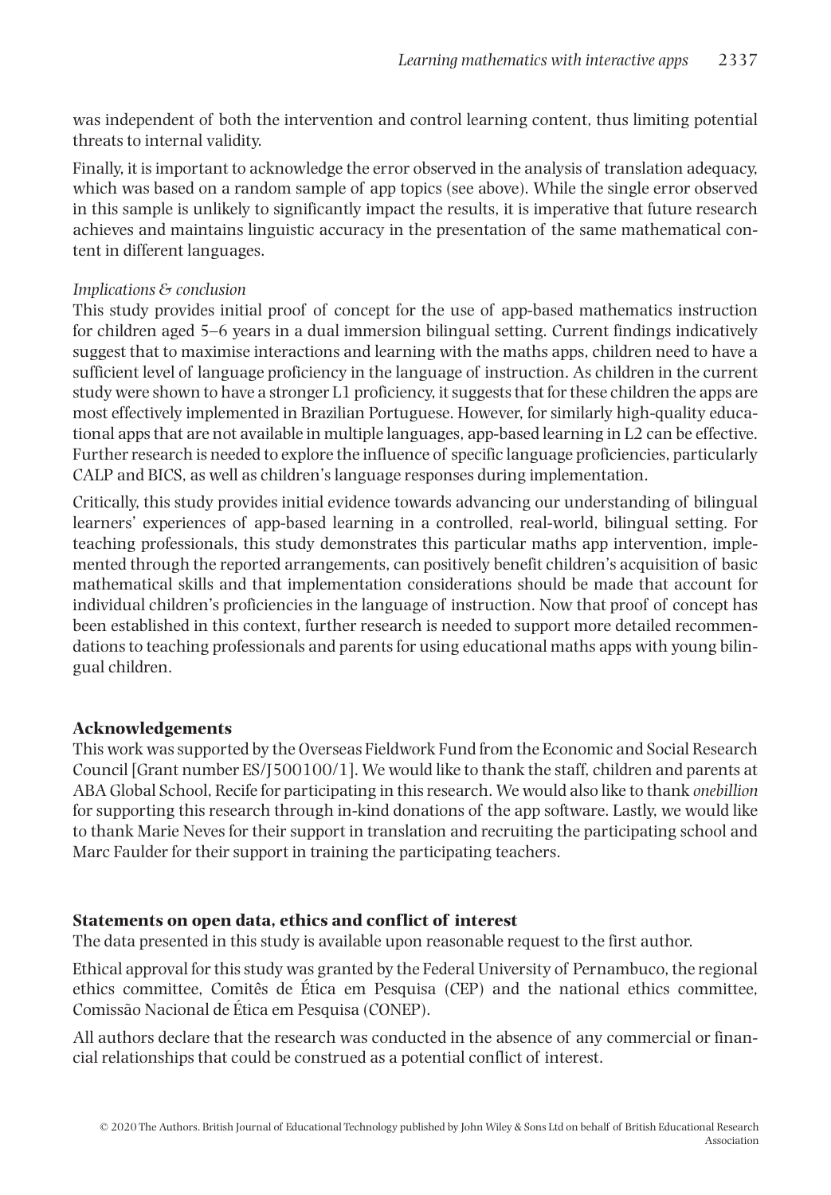was independent of both the intervention and control learning content, thus limiting potential threats to internal validity.

Finally, it is important to acknowledge the error observed in the analysis of translation adequacy, which was based on a random sample of app topics (see above). While the single error observed in this sample is unlikely to significantly impact the results, it is imperative that future research achieves and maintains linguistic accuracy in the presentation of the same mathematical content in different languages.

*Implications & conclusion*

This study provides initial proof of concept for the use of app-based mathematics instruction for children aged 5–6 years in a dual immersion bilingual setting. Current findings indicatively suggest that to maximise interactions and learning with the maths apps, children need to have a sufficient level of language proficiency in the language of instruction. As children in the current study were shown to have a stronger L1 proficiency, it suggests that for these children the apps are most effectively implemented in Brazilian Portuguese. However, for similarly high-quality educational apps that are not available in multiple languages, app-based learning in L2 can be effective. Further research is needed to explore the influence of specific language proficiencies, particularly CALP and BICS, as well as children's language responses during implementation.

Critically, this study provides initial evidence towards advancing our understanding of bilingual learners' experiences of app-based learning in a controlled, real-world, bilingual setting. For teaching professionals, this study demonstrates this particular maths app intervention, implemented through the reported arrangements, can positively benefit children's acquisition of basic mathematical skills and that implementation considerations should be made that account for individual children's proficiencies in the language of instruction. Now that proof of concept has been established in this context, further research is needed to support more detailed recommendations to teaching professionals and parents for using educational maths apps with young bilingual children.

## Acknowledgements

This work was supported by the Overseas Fieldwork Fund from the Economic and Social Research Council [Grant number ES/J500100/1]. We would like to thank the staff, children and parents at ABA Global School, Recife for participating in this research. We would also like to thank *onebillion* for supporting this research through in-kind donations of the app software. Lastly, we would like to thank Marie Neves for their support in translation and recruiting the participating school and Marc Faulder for their support in training the participating teachers.

## Statements on open data, ethics and conflict of interest

The data presented in this study is available upon reasonable request to the first author.

Ethical approval for this study was granted by the Federal University of Pernambuco, the regional ethics committee, Comitês de Ética em Pesquisa (CEP) and the national ethics committee, Comissão Nacional de Ética em Pesquisa (CONEP).

All authors declare that the research was conducted in the absence of any commercial or financial relationships that could be construed as a potential conflict of interest.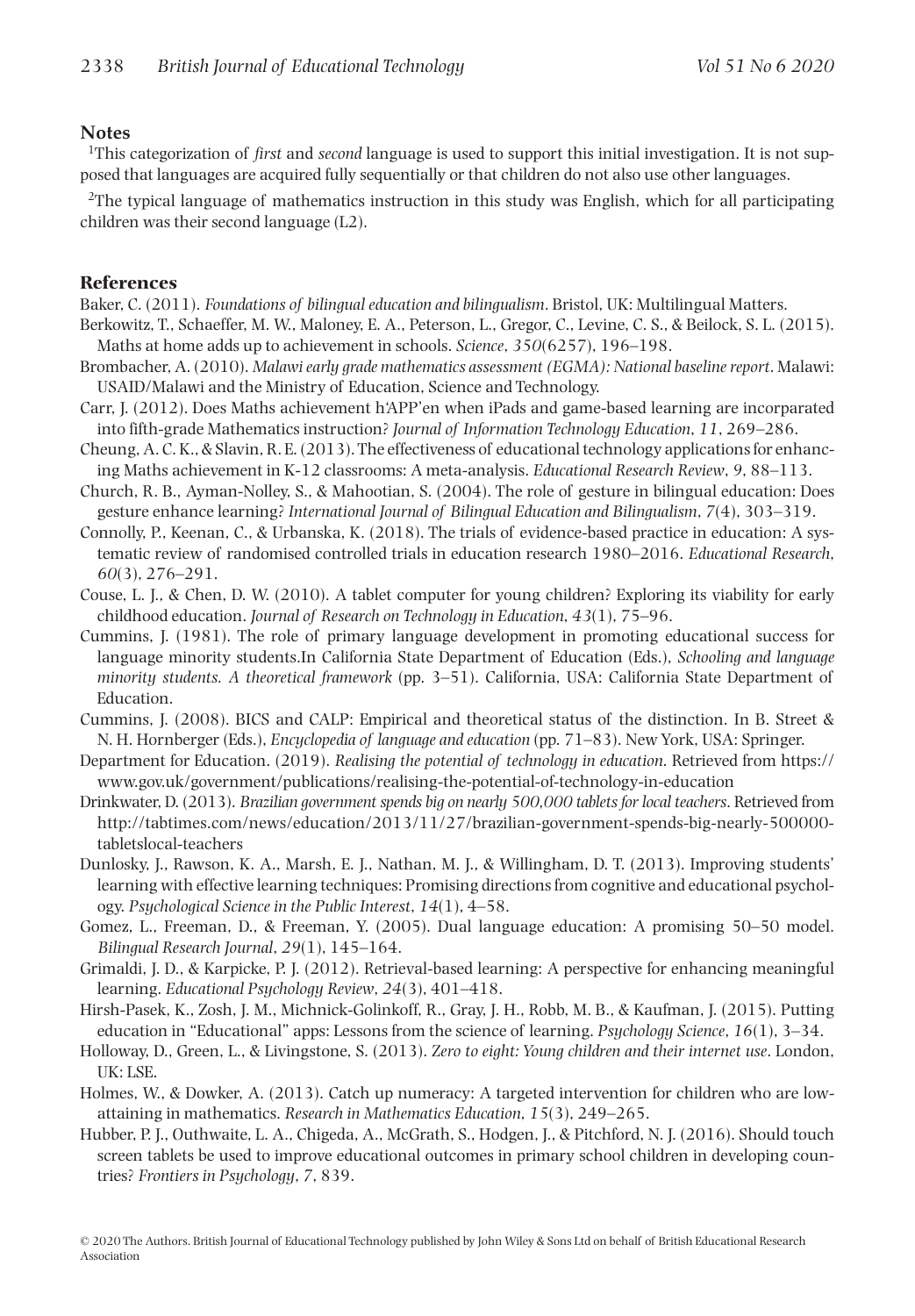## Notes

[1]This categorization of *first* and *second* language is used to support this initial investigation. It is not supposed that languages are acquired fully sequentially or that children do not also use other languages.

[2]The typical language of mathematics instruction in this study was English, which for all participating children was their second language (L2).

## References

Baker, C. (2011). *Foundations of bilingual education and bilingualism*. Bristol, UK: Multilingual Matters.

Berkowitz, T., Schaeffer, M. W., Maloney, E. A., Peterson, L., Gregor, C., Levine, C. S., & Beilock, S. L. (2015). Maths at home adds up to achievement in schools. *Science*, *350*(6257), 196–198.

Brombacher, A. (2010). *Malawi early grade mathematics assessment (EGMA): National baseline report*. Malawi: USAID/Malawi and the Ministry of Education, Science and Technology.

Carr, J. (2012). Does Maths achievement h'APP'en when iPads and game-based learning are incorparated into fifth-grade Mathematics instruction? *Journal of Information Technology Education*, *11*, 269–286.

Cheung, A. C. K., & Slavin, R. E. (2013). The effectiveness of educational technology applications for enhancing Maths achievement in K-12 classrooms: A meta-analysis. *Educational Research Review*, *9*, 88–113.

Church, R. B., Ayman-Nolley, S., & Mahootian, S. (2004). The role of gesture in bilingual education: Does gesture enhance learning? *International Journal of Bilingual Education and Bilingualism*, *7*(4), 303–319.

Connolly, P., Keenan, C., & Urbanska, K. (2018). The trials of evidence-based practice in education: A systematic review of randomised controlled trials in education research 1980–2016. *Educational Research*, *60*(3), 276–291.

Couse, L. J., & Chen, D. W. (2010). A tablet computer for young children? Exploring its viability for early childhood education. *Journal of Research on Technology in Education*, *43*(1), 75–96.

Cummins, J. (1981). The role of primary language development in promoting educational success for language minority students.In California State Department of Education (Eds.), *Schooling and language minority students. A theoretical framework* (pp. 3–51). California, USA: California State Department of Education.

Cummins, J. (2008). BICS and CALP: Empirical and theoretical status of the distinction. In B. Street & N. H. Hornberger (Eds.), *Encyclopedia of language and education* (pp. 71–83). New York, USA: Springer.

Department for Education. (2019). *Realising the potential of technology in education*. Retrieved from https://www.gov.uk/government/publications/realising-the-potential-of-technology-in-education

Drinkwater, D. (2013). *Brazilian government spends big on nearly 500,000 tablets for local teachers*. Retrieved from http://tabtimes.com/news/education/2013/11/27/brazilian-government-spends-big-nearly-500000-tabletslocal-teachers

Dunlosky, J., Rawson, K. A., Marsh, E. J., Nathan, M. J., & Willingham, D. T. (2013). Improving students' learning with effective learning techniques: Promising directions from cognitive and educational psychology. *Psychological Science in the Public Interest*, *14*(1), 4–58.

Gomez, L., Freeman, D., & Freeman, Y. (2005). Dual language education: A promising 50–50 model. *Bilingual Research Journal*, *29*(1), 145–164.

Grimaldi, J. D., & Karpicke, P. J. (2012). Retrieval-based learning: A perspective for enhancing meaningful learning. *Educational Psychology Review*, *24*(3), 401–418.

Hirsh-Pasek, K., Zosh, J. M., Michnick-Golinkoff, R., Gray, J. H., Robb, M. B., & Kaufman, J. (2015). Putting education in "Educational" apps: Lessons from the science of learning. *Psychology Science*, *16*(1), 3–34.

Holloway, D., Green, L., & Livingstone, S. (2013). *Zero to eight: Young children and their internet use*. London, UK: LSE.

Holmes, W., & Dowker, A. (2013). Catch up numeracy: A targeted intervention for children who are low-attaining in mathematics. *Research in Mathematics Education*, *15*(3), 249–265.

Hubber, P. J., Outhwaite, L. A., Chigeda, A., McGrath, S., Hodgen, J., & Pitchford, N. J. (2016). Should touch screen tablets be used to improve educational outcomes in primary school children in developing countries? *Frontiers in Psychology*, *7*, 839.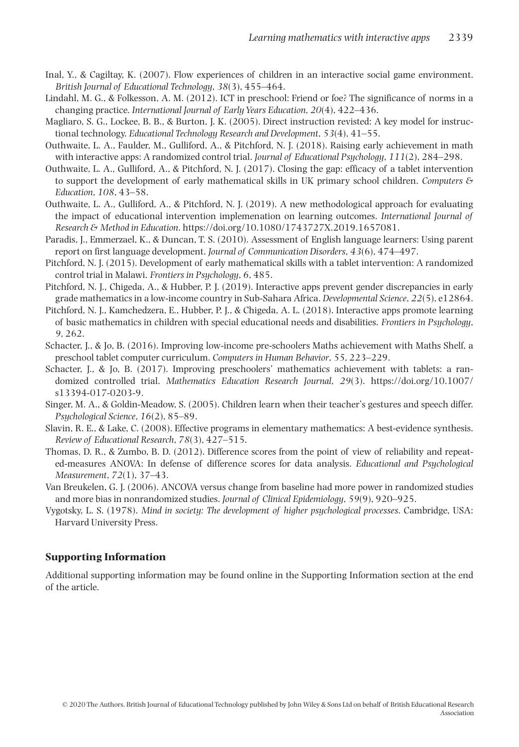Inal, Y., & Cagiltay, K. (2007). Flow experiences of children in an interactive social game environment. *British Journal of Educational Technology*, *38*(3), 455–464.

Lindahl, M. G., & Folkesson, A. M. (2012). ICT in preschool: Friend or foe? The significance of norms in a changing practice. *International Journal of Early Years Education*, *20*(4), 422–436.

Magliaro, S. G., Lockee, B. B., & Burton, J. K. (2005). Direct instruction revisted: A key model for instructional technology. *Educational Technology Research and Development*, *53*(4), 41–55.

Outhwaite, L. A., Faulder, M., Gulliford, A., & Pitchford, N. J. (2018). Raising early achievement in math with interactive apps: A randomized control trial. *Journal of Educational Psychology*, *111*(2), 284–298.

Outhwaite, L. A., Gulliford, A., & Pitchford, N. J. (2017). Closing the gap: efficacy of a tablet intervention to support the development of early mathematical skills in UK primary school children. *Computers & Education*, *108*, 43–58.

Outhwaite, L. A., Gulliford, A., & Pitchford, N. J. (2019). A new methodological approach for evaluating the impact of educational intervention implemenation on learning outcomes. *International Journal of Research & Method in Education*. https://doi.org/10.1080/1743727X.2019.1657081.

Paradis, J., Emmerzael, K., & Duncan, T. S. (2010). Assessment of English language learners: Using parent report on first language development. *Journal of Communication Disorders*, *43*(6), 474–497.

Pitchford, N. J. (2015). Development of early mathematical skills with a tablet intervention: A randomized control trial in Malawi. *Frontiers in Psychology*, *6*, 485.

Pitchford, N. J., Chigeda, A., & Hubber, P. J. (2019). Interactive apps prevent gender discrepancies in early grade mathematics in a low-income country in Sub-Sahara Africa. *Developmental Science*, *22*(5), e12864.

Pitchford, N. J., Kamchedzera, E., Hubber, P. J., & Chigeda, A. L. (2018). Interactive apps promote learning of basic mathematics in children with special educational needs and disabilities. *Frontiers in Psychology*, *9*, 262.

Schacter, J., & Jo, B. (2016). Improving low-income pre-schoolers Maths achievement with Maths Shelf, a preschool tablet computer curriculum. *Computers in Human Behavior*, *55*, 223–229.

Schacter, J., & Jo, B. (2017). Improving preschoolers' mathematics achievement with tablets: a randomized controlled trial. *Mathematics Education Research Journal*, *29*(3). https://doi.org/10.1007/s13394-017-0203-9.

Singer, M. A., & Goldin-Meadow, S. (2005). Children learn when their teacher's gestures and speech differ. *Psychological Science*, *16*(2), 85–89.

Slavin, R. E., & Lake, C. (2008). Effective programs in elementary mathematics: A best-evidence synthesis. *Review of Educational Research*, *78*(3), 427–515.

Thomas, D. R., & Zumbo, B. D. (2012). Difference scores from the point of view of reliability and repeated-measures ANOVA: In defense of difference scores for data analysis. *Educational and Psychological Measurement*, *72*(1), 37–43.

Van Breukelen, G. J. (2006). ANCOVA versus change from baseline had more power in randomized studies and more bias in nonrandomized studies. *Journal of Clinical Epidemiology*, *59*(9), 920–925.

Vygotsky, L. S. (1978). *Mind in society: The development of higher psychological processes*. Cambridge, USA: Harvard University Press.

## Supporting Information

Additional supporting information may be found online in the Supporting Information section at the end of the article.